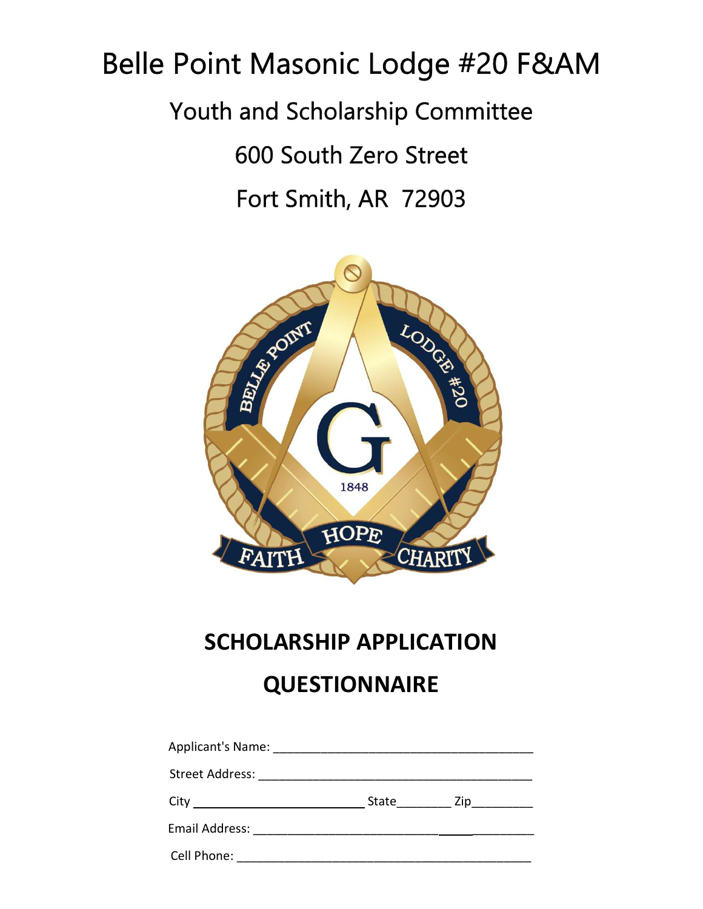# Belle Point Masonic Lodge #20 F&AM

## Youth and Scholarship Committee

600 South Zero Street

Fort Smith, AR 72903

## SCHOLARSHIP APPLICATION

## QUESTIONNAIRE

Applicant's Name: ______________________________________

Street Address: ________________________________________

City ________________________ State________ Zip_________

Email Address: _________________________________________

Cell Phone: ____________________________________________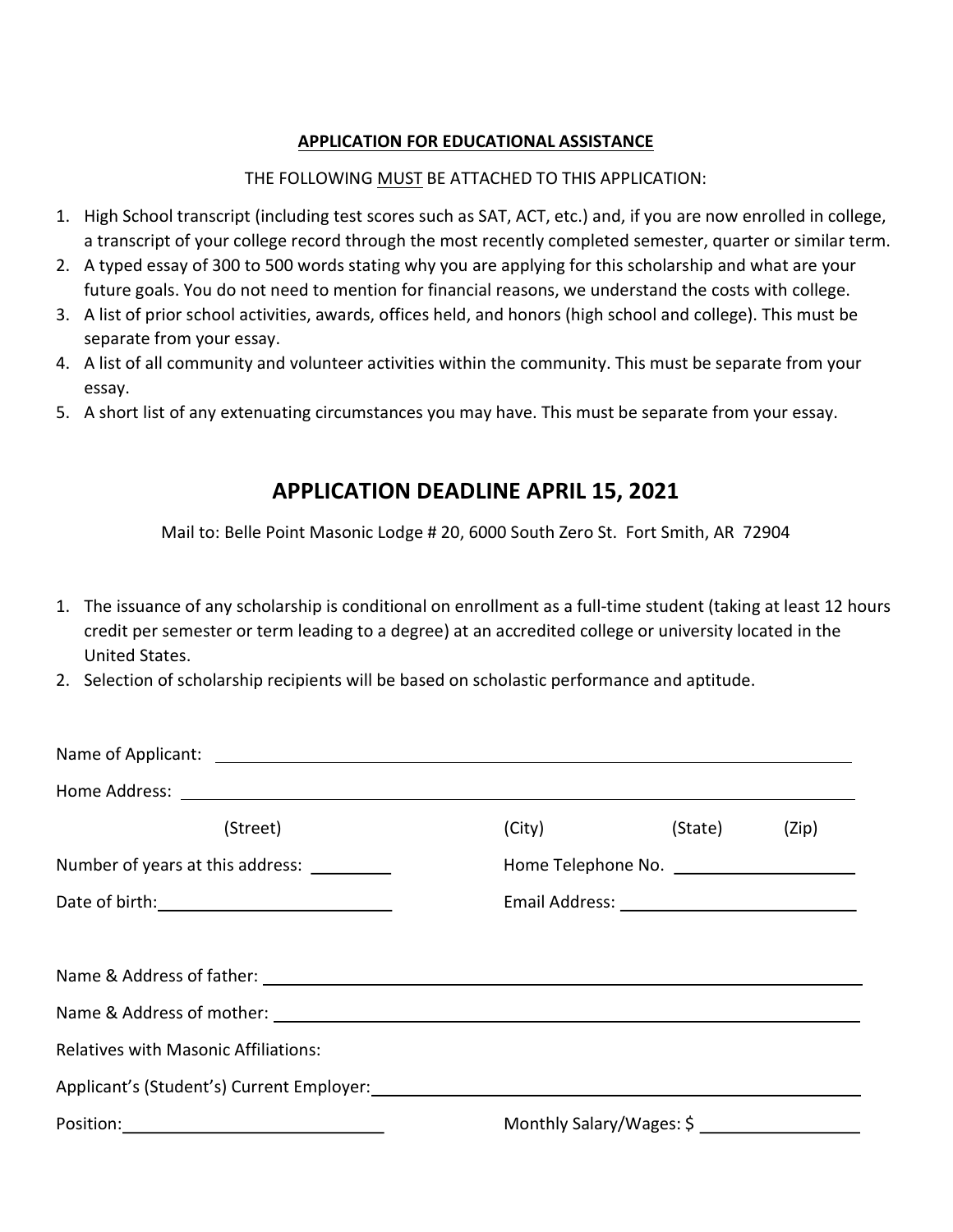**APPLICATION FOR EDUCATIONAL ASSISTANCE**

THE FOLLOWING MUST BE ATTACHED TO THIS APPLICATION:

1. High School transcript (including test scores such as SAT, ACT, etc.) and, if you are now enrolled in college, a transcript of your college record through the most recently completed semester, quarter or similar term.
2. A typed essay of 300 to 500 words stating why you are applying for this scholarship and what are your future goals. You do not need to mention for financial reasons, we understand the costs with college.
3. A list of prior school activities, awards, offices held, and honors (high school and college). This must be separate from your essay.
4. A list of all community and volunteer activities within the community. This must be separate from your essay.
5. A short list of any extenuating circumstances you may have. This must be separate from your essay.

## APPLICATION DEADLINE APRIL 15, 2021

Mail to: Belle Point Masonic Lodge # 20, 6000 South Zero St. Fort Smith, AR 72904

1. The issuance of any scholarship is conditional on enrollment as a full-time student (taking at least 12 hours credit per semester or term leading to a degree) at an accredited college or university located in the United States.
2. Selection of scholarship recipients will be based on scholastic performance and aptitude.

Name of Applicant: ______________________________________________

Home Address: ______________________________________________

(Street) (City) (State) (Zip)

Number of years at this address: _________ Home Telephone No. ____________________

Date of birth: __________________________ Email Address: __________________________

Name & Address of father: ______________________________________________

Name & Address of mother: ______________________________________________

Relatives with Masonic Affiliations:

Applicant's (Student's) Current Employer: ______________________________________________

Position: ____________________________ Monthly Salary/Wages: $ __________________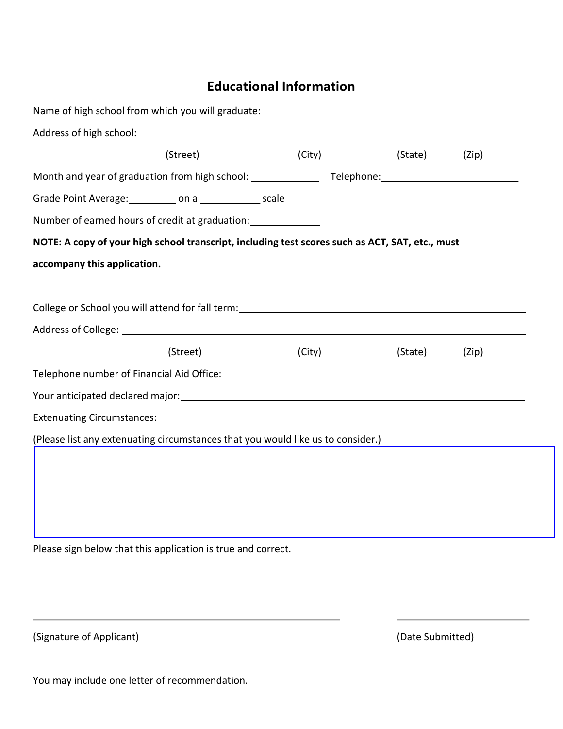# Educational Information

Name of high school from which you will graduate: ______________________________

Address of high school: ______________________________

(Street) (City) (State) (Zip)

Month and year of graduation from high school: __________ Telephone: ______________

Grade Point Average: ________ on a __________ scale

Number of earned hours of credit at graduation: __________

**NOTE: A copy of your high school transcript, including test scores such as ACT, SAT, etc., must accompany this application.**

College or School you will attend for fall term: ______________________________

Address of College: ______________________________

(Street) (City) (State) (Zip)

Telephone number of Financial Aid Office: ______________________________

Your anticipated declared major: ______________________________

Extenuating Circumstances:

(Please list any extenuating circumstances that you would like us to consider.)

Please sign below that this application is true and correct.

______________________________ ______________

(Signature of Applicant) (Date Submitted)

You may include one letter of recommendation.